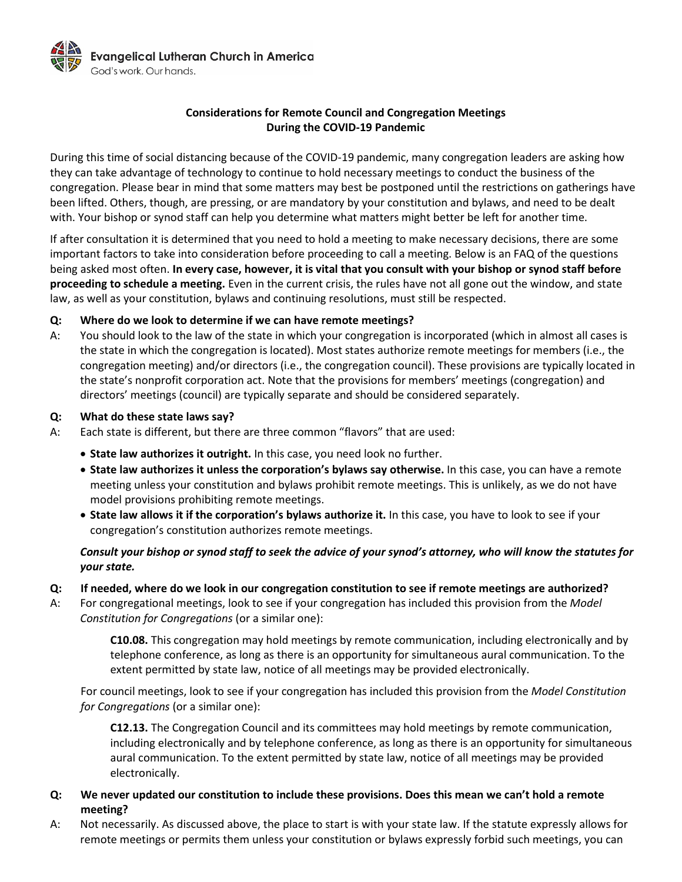Evangelical Lutheran Church in America
God's work. Our hands.

# Considerations for Remote Council and Congregation Meetings During the COVID-19 Pandemic

During this time of social distancing because of the COVID-19 pandemic, many congregation leaders are asking how they can take advantage of technology to continue to hold necessary meetings to conduct the business of the congregation. Please bear in mind that some matters may best be postponed until the restrictions on gatherings have been lifted. Others, though, are pressing, or are mandatory by your constitution and bylaws, and need to be dealt with. Your bishop or synod staff can help you determine what matters might better be left for another time.

If after consultation it is determined that you need to hold a meeting to make necessary decisions, there are some important factors to take into consideration before proceeding to call a meeting. Below is an FAQ of the questions being asked most often. **In every case, however, it is vital that you consult with your bishop or synod staff before proceeding to schedule a meeting.** Even in the current crisis, the rules have not all gone out the window, and state law, as well as your constitution, bylaws and continuing resolutions, must still be respected.

**Q: Where do we look to determine if we can have remote meetings?**

A: You should look to the law of the state in which your congregation is incorporated (which in almost all cases is the state in which the congregation is located). Most states authorize remote meetings for members (i.e., the congregation meeting) and/or directors (i.e., the congregation council). These provisions are typically located in the state's nonprofit corporation act. Note that the provisions for members' meetings (congregation) and directors' meetings (council) are typically separate and should be considered separately.

**Q: What do these state laws say?**

A: Each state is different, but there are three common "flavors" that are used:

- **State law authorizes it outright.** In this case, you need look no further.
- **State law authorizes it unless the corporation's bylaws say otherwise.** In this case, you can have a remote meeting unless your constitution and bylaws prohibit remote meetings. This is unlikely, as we do not have model provisions prohibiting remote meetings.
- **State law allows it if the corporation's bylaws authorize it.** In this case, you have to look to see if your congregation's constitution authorizes remote meetings.

***Consult your bishop or synod staff to seek the advice of your synod's attorney, who will know the statutes for your state.***

**Q: If needed, where do we look in our congregation constitution to see if remote meetings are authorized?**

A: For congregational meetings, look to see if your congregation has included this provision from the *Model Constitution for Congregations* (or a similar one):

> **C10.08.** This congregation may hold meetings by remote communication, including electronically and by telephone conference, as long as there is an opportunity for simultaneous aural communication. To the extent permitted by state law, notice of all meetings may be provided electronically.

For council meetings, look to see if your congregation has included this provision from the *Model Constitution for Congregations* (or a similar one):

> **C12.13.** The Congregation Council and its committees may hold meetings by remote communication, including electronically and by telephone conference, as long as there is an opportunity for simultaneous aural communication. To the extent permitted by state law, notice of all meetings may be provided electronically.

**Q: We never updated our constitution to include these provisions. Does this mean we can't hold a remote meeting?**

A: Not necessarily. As discussed above, the place to start is with your state law. If the statute expressly allows for remote meetings or permits them unless your constitution or bylaws expressly forbid such meetings, you can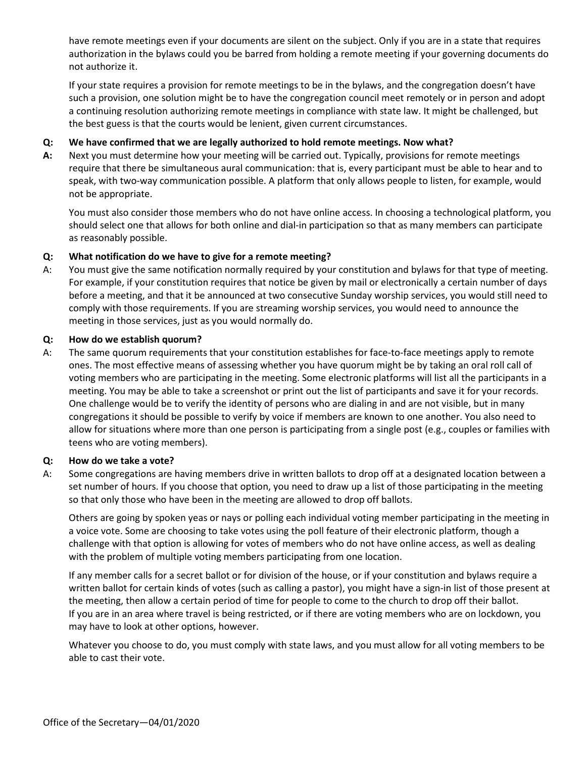have remote meetings even if your documents are silent on the subject. Only if you are in a state that requires authorization in the bylaws could you be barred from holding a remote meeting if your governing documents do not authorize it.

If your state requires a provision for remote meetings to be in the bylaws, and the congregation doesn't have such a provision, one solution might be to have the congregation council meet remotely or in person and adopt a continuing resolution authorizing remote meetings in compliance with state law. It might be challenged, but the best guess is that the courts would be lenient, given current circumstances.

**Q: We have confirmed that we are legally authorized to hold remote meetings. Now what?**

**A:** Next you must determine how your meeting will be carried out. Typically, provisions for remote meetings require that there be simultaneous aural communication: that is, every participant must be able to hear and to speak, with two-way communication possible. A platform that only allows people to listen, for example, would not be appropriate.

You must also consider those members who do not have online access. In choosing a technological platform, you should select one that allows for both online and dial-in participation so that as many members can participate as reasonably possible.

**Q: What notification do we have to give for a remote meeting?**

A: You must give the same notification normally required by your constitution and bylaws for that type of meeting. For example, if your constitution requires that notice be given by mail or electronically a certain number of days before a meeting, and that it be announced at two consecutive Sunday worship services, you would still need to comply with those requirements. If you are streaming worship services, you would need to announce the meeting in those services, just as you would normally do.

**Q: How do we establish quorum?**

A: The same quorum requirements that your constitution establishes for face-to-face meetings apply to remote ones. The most effective means of assessing whether you have quorum might be by taking an oral roll call of voting members who are participating in the meeting. Some electronic platforms will list all the participants in a meeting. You may be able to take a screenshot or print out the list of participants and save it for your records. One challenge would be to verify the identity of persons who are dialing in and are not visible, but in many congregations it should be possible to verify by voice if members are known to one another. You also need to allow for situations where more than one person is participating from a single post (e.g., couples or families with teens who are voting members).

**Q: How do we take a vote?**

A: Some congregations are having members drive in written ballots to drop off at a designated location between a set number of hours. If you choose that option, you need to draw up a list of those participating in the meeting so that only those who have been in the meeting are allowed to drop off ballots.

Others are going by spoken yeas or nays or polling each individual voting member participating in the meeting in a voice vote. Some are choosing to take votes using the poll feature of their electronic platform, though a challenge with that option is allowing for votes of members who do not have online access, as well as dealing with the problem of multiple voting members participating from one location.

If any member calls for a secret ballot or for division of the house, or if your constitution and bylaws require a written ballot for certain kinds of votes (such as calling a pastor), you might have a sign-in list of those present at the meeting, then allow a certain period of time for people to come to the church to drop off their ballot. If you are in an area where travel is being restricted, or if there are voting members who are on lockdown, you may have to look at other options, however.

Whatever you choose to do, you must comply with state laws, and you must allow for all voting members to be able to cast their vote.

Office of the Secretary—04/01/2020